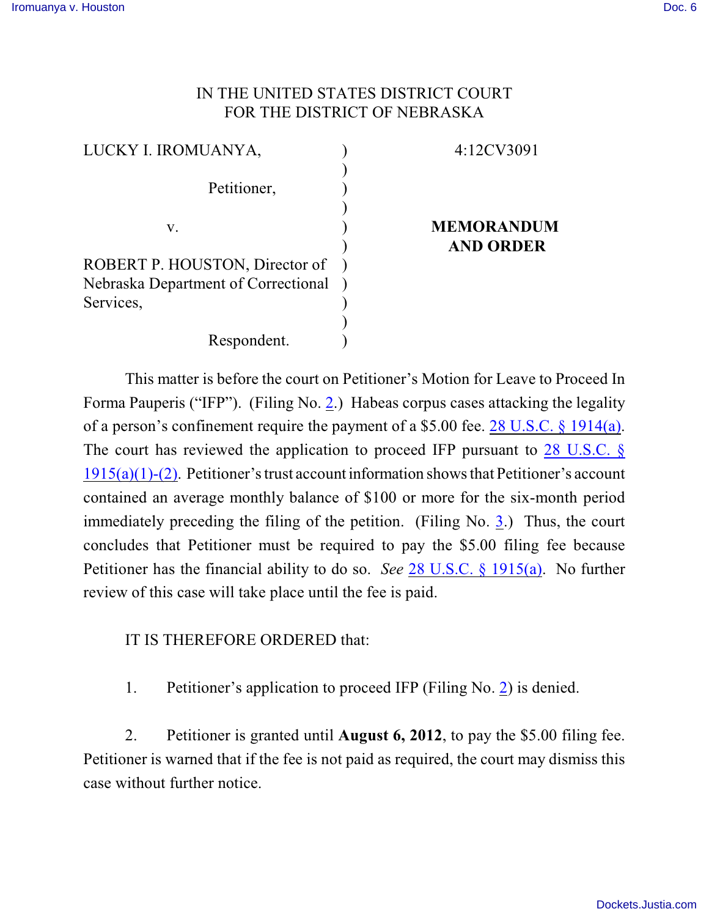IN THE UNITED STATES DISTRICT COURT
FOR THE DISTRICT OF NEBRASKA

| | | |
|---|---|---|
| LUCKY I. IROMUANYA, | ) | 4:12CV3091 |
| | ) | |
| Petitioner, | ) | |
| | ) | |
| v. | ) | **MEMORANDUM AND ORDER** |
| | ) | |
| ROBERT P. HOUSTON, Director of Nebraska Department of Correctional Services, | ) | |
| | ) | |
| Respondent. | ) | |

This matter is before the court on Petitioner's Motion for Leave to Proceed In Forma Pauperis ("IFP"). (Filing No. 2.) Habeas corpus cases attacking the legality of a person's confinement require the payment of a $5.00 fee. 28 U.S.C. § 1914(a). The court has reviewed the application to proceed IFP pursuant to 28 U.S.C. § 1915(a)(1)-(2). Petitioner's trust account information shows that Petitioner's account contained an average monthly balance of $100 or more for the six-month period immediately preceding the filing of the petition. (Filing No. 3.) Thus, the court concludes that Petitioner must be required to pay the $5.00 filing fee because Petitioner has the financial ability to do so. *See* 28 U.S.C. § 1915(a). No further review of this case will take place until the fee is paid.

IT IS THEREFORE ORDERED that:

1. Petitioner's application to proceed IFP (Filing No. 2) is denied.

2. Petitioner is granted until **August 6, 2012**, to pay the $5.00 filing fee. Petitioner is warned that if the fee is not paid as required, the court may dismiss this case without further notice.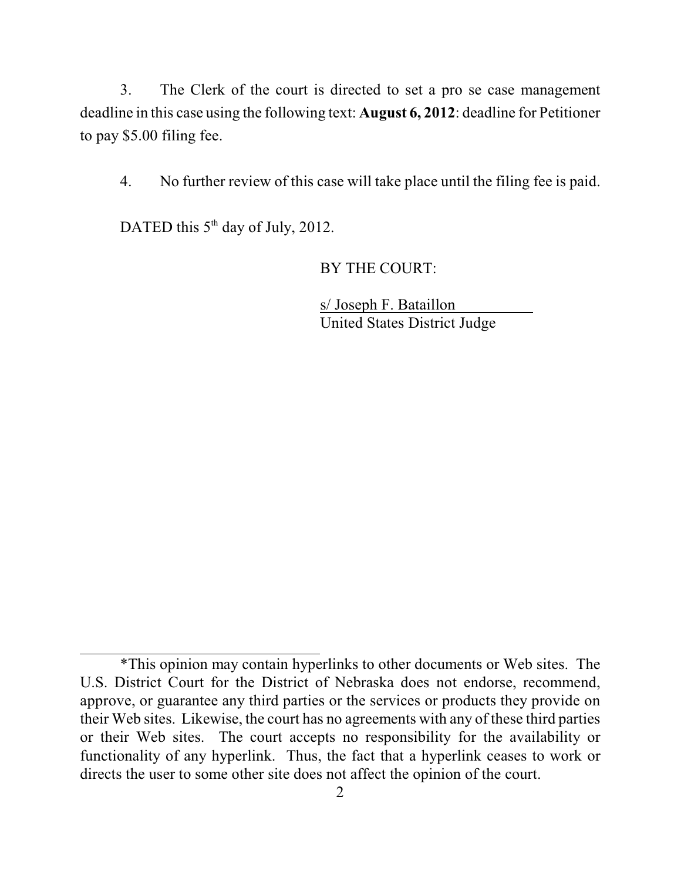3. The Clerk of the court is directed to set a pro se case management deadline in this case using the following text: **August 6, 2012**: deadline for Petitioner to pay $5.00 filing fee.

4. No further review of this case will take place until the filing fee is paid.

DATED this 5th day of July, 2012.

BY THE COURT:

s/ Joseph F. Bataillon
United States District Judge

---

*This opinion may contain hyperlinks to other documents or Web sites. The U.S. District Court for the District of Nebraska does not endorse, recommend, approve, or guarantee any third parties or the services or products they provide on their Web sites. Likewise, the court has no agreements with any of these third parties or their Web sites. The court accepts no responsibility for the availability or functionality of any hyperlink. Thus, the fact that a hyperlink ceases to work or directs the user to some other site does not affect the opinion of the court.